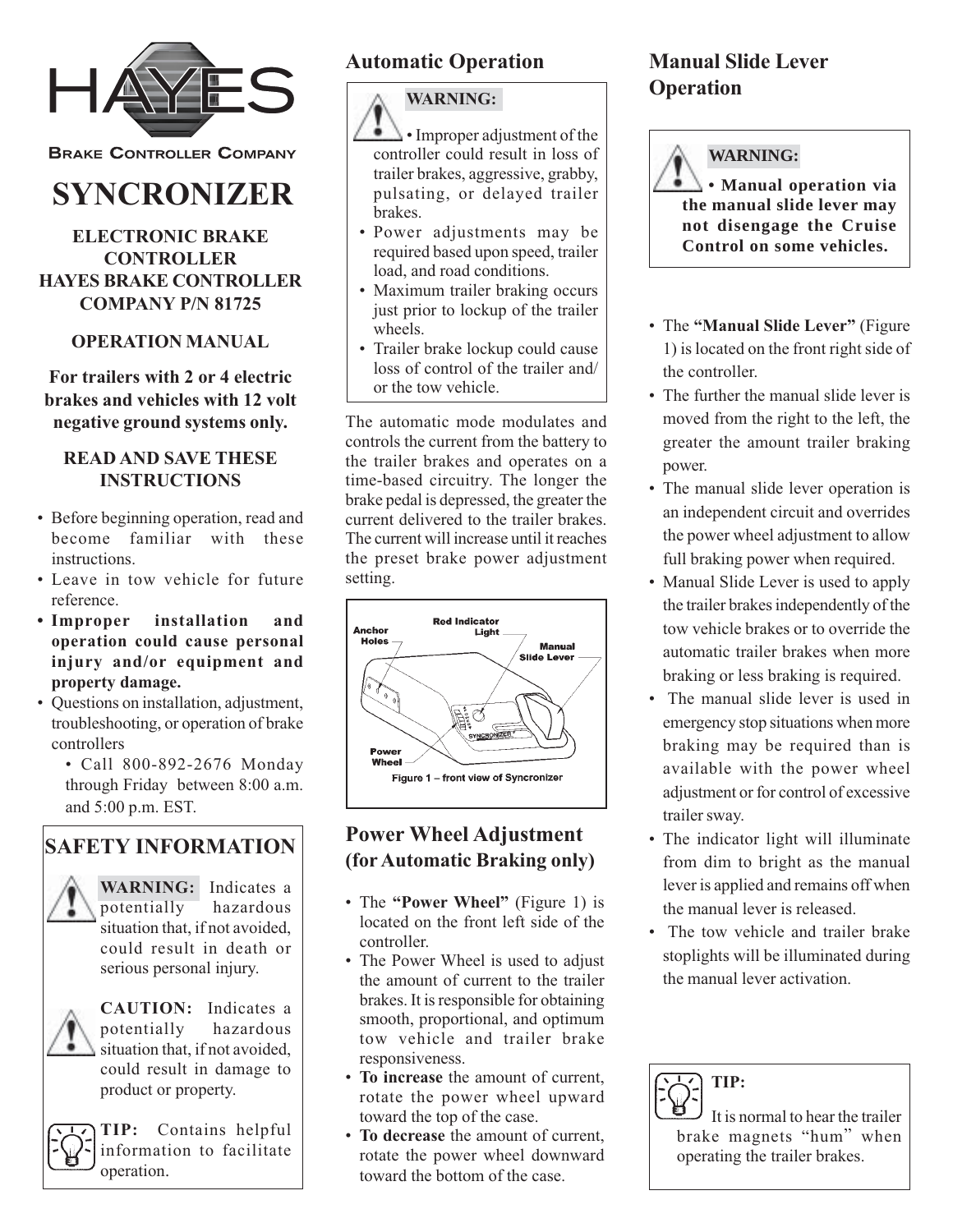HAYES

BRAKE CONTROLLER COMPANY

# SYNCRONIZER

**ELECTRONIC BRAKE CONTROLLER HAYES BRAKE CONTROLLER COMPANY P/N 81725**

**OPERATION MANUAL**

**For trailers with 2 or 4 electric brakes and vehicles with 12 volt negative ground systems only.**

**READ AND SAVE THESE INSTRUCTIONS**

- Before beginning operation, read and become familiar with these instructions.
- Leave in tow vehicle for future reference.
- **Improper installation and operation could cause personal injury and/or equipment and property damage.**
- Questions on installation, adjustment, troubleshooting, or operation of brake controllers
  - Call 800-892-2676 Monday through Friday between 8:00 a.m. and 5:00 p.m. EST.

## SAFETY INFORMATION

**WARNING:** Indicates a potentially hazardous situation that, if not avoided, could result in death or serious personal injury.

**CAUTION:** Indicates a potentially hazardous situation that, if not avoided, could result in damage to product or property.

**TIP:** Contains helpful information to facilitate operation.

## Automatic Operation

**WARNING:**

- Improper adjustment of the controller could result in loss of trailer brakes, aggressive, grabby, pulsating, or delayed trailer brakes.
- Power adjustments may be required based upon speed, trailer load, and road conditions.
- Maximum trailer braking occurs just prior to lockup of the trailer wheels.
- Trailer brake lockup could cause loss of control of the trailer and/or the tow vehicle.

The automatic mode modulates and controls the current from the battery to the trailer brakes and operates on a time-based circuitry. The longer the brake pedal is depressed, the greater the current delivered to the trailer brakes. The current will increase until it reaches the preset brake power adjustment setting.

Anchor Holes | Red Indicator Light | Manual Slide Lever | Power Wheel

Figure 1 – front view of Syncronizer

## Power Wheel Adjustment (for Automatic Braking only)

- The **"Power Wheel"** (Figure 1) is located on the front left side of the controller.
- The Power Wheel is used to adjust the amount of current to the trailer brakes. It is responsible for obtaining smooth, proportional, and optimum tow vehicle and trailer brake responsiveness.
- **To increase** the amount of current, rotate the power wheel upward toward the top of the case.
- **To decrease** the amount of current, rotate the power wheel downward toward the bottom of the case.

## Manual Slide Lever Operation

**WARNING:**

**• Manual operation via the manual slide lever may not disengage the Cruise Control on some vehicles.**

- The **"Manual Slide Lever"** (Figure 1) is located on the front right side of the controller.
- The further the manual slide lever is moved from the right to the left, the greater the amount trailer braking power.
- The manual slide lever operation is an independent circuit and overrides the power wheel adjustment to allow full braking power when required.
- Manual Slide Lever is used to apply the trailer brakes independently of the tow vehicle brakes or to override the automatic trailer brakes when more braking or less braking is required.
- The manual slide lever is used in emergency stop situations when more braking may be required than is available with the power wheel adjustment or for control of excessive trailer sway.
- The indicator light will illuminate from dim to bright as the manual lever is applied and remains off when the manual lever is released.
- The tow vehicle and trailer brake stoplights will be illuminated during the manual lever activation.

**TIP:**

It is normal to hear the trailer brake magnets "hum" when operating the trailer brakes.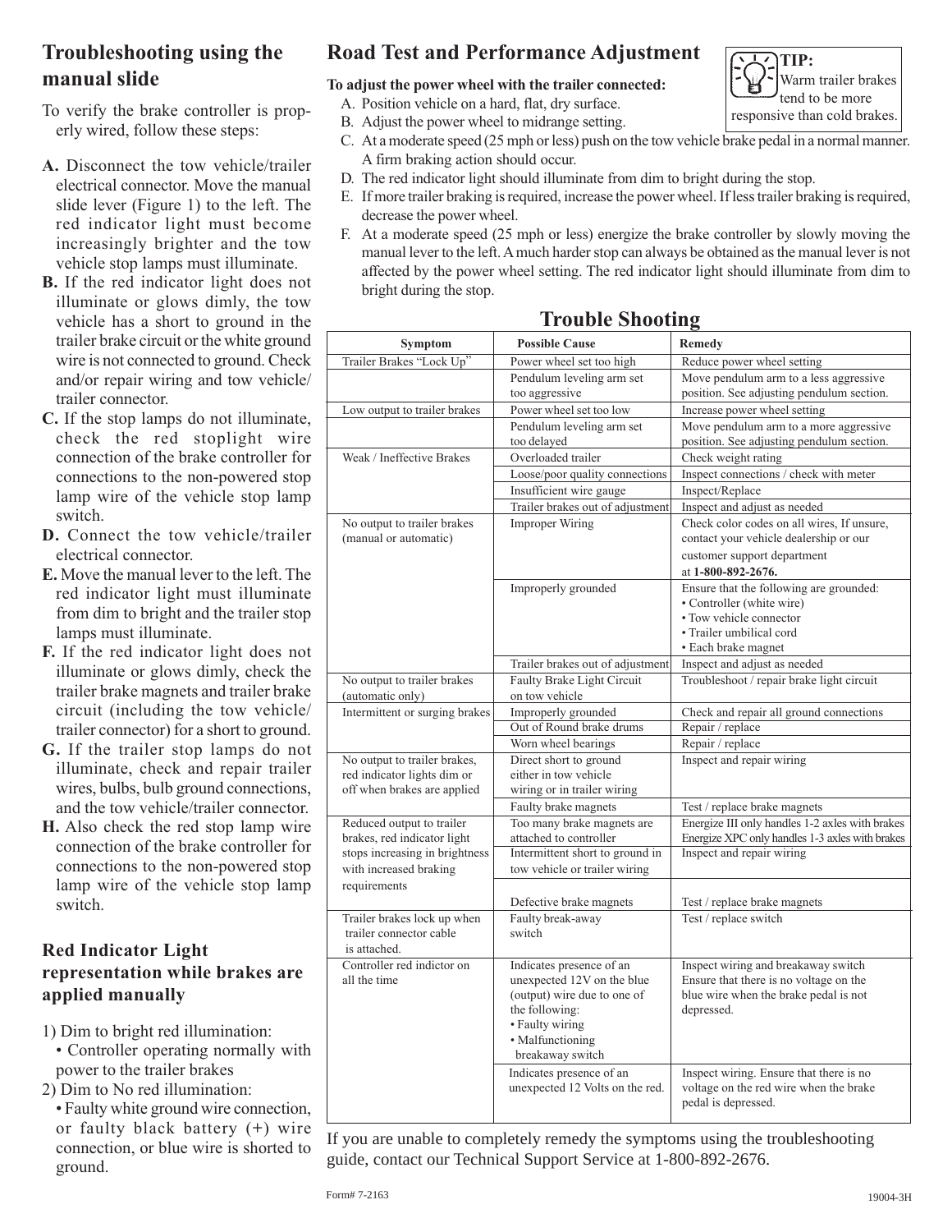## Troubleshooting using the manual slide

To verify the brake controller is properly wired, follow these steps:

**A.** Disconnect the tow vehicle/trailer electrical connector. Move the manual slide lever (Figure 1) to the left. The red indicator light must become increasingly brighter and the tow vehicle stop lamps must illuminate.

**B.** If the red indicator light does not illuminate or glows dimly, the tow vehicle has a short to ground in the trailer brake circuit or the white ground wire is not connected to ground. Check and/or repair wiring and tow vehicle/trailer connector.

**C.** If the stop lamps do not illuminate, check the red stoplight wire connection of the brake controller for connections to the non-powered stop lamp wire of the vehicle stop lamp switch.

**D.** Connect the tow vehicle/trailer electrical connector.

**E.** Move the manual lever to the left. The red indicator light must illuminate from dim to bright and the trailer stop lamps must illuminate.

**F.** If the red indicator light does not illuminate or glows dimly, check the trailer brake magnets and trailer brake circuit (including the tow vehicle/trailer connector) for a short to ground.

**G.** If the trailer stop lamps do not illuminate, check and repair trailer wires, bulbs, bulb ground connections, and the tow vehicle/trailer connector.

**H.** Also check the red stop lamp wire connection of the brake controller for connections to the non-powered stop lamp wire of the vehicle stop lamp switch.

### Red Indicator Light representation while brakes are applied manually

1) Dim to bright red illumination:
   - Controller operating normally with power to the trailer brakes

2) Dim to No red illumination:
   - Faulty white ground wire connection, or faulty black battery (+) wire connection, or blue wire is shorted to ground.

## Road Test and Performance Adjustment

**TIP:** Warm trailer brakes tend to be more responsive than cold brakes.

**To adjust the power wheel with the trailer connected:**

A. Position vehicle on a hard, flat, dry surface.
B. Adjust the power wheel to midrange setting.
C. At a moderate speed (25 mph or less) push on the tow vehicle brake pedal in a normal manner. A firm braking action should occur.
D. The red indicator light should illuminate from dim to bright during the stop.
E. If more trailer braking is required, increase the power wheel. If less trailer braking is required, decrease the power wheel.
F. At a moderate speed (25 mph or less) energize the brake controller by slowly moving the manual lever to the left. A much harder stop can always be obtained as the manual lever is not affected by the power wheel setting. The red indicator light should illuminate from dim to bright during the stop.

## Trouble Shooting

| Symptom | Possible Cause | Remedy |
|---|---|---|
| Trailer Brakes "Lock Up" | Power wheel set too high | Reduce power wheel setting |
| | Pendulum leveling arm set too aggressive | Move pendulum arm to a less aggressive position. See adjusting pendulum section. |
| Low output to trailer brakes | Power wheel set too low | Increase power wheel setting |
| | Pendulum leveling arm set too delayed | Move pendulum arm to a more aggressive position. See adjusting pendulum section. |
| Weak / Ineffective Brakes | Overloaded trailer | Check weight rating |
| | Loose/poor quality connections | Inspect connections / check with meter |
| | Insufficient wire gauge | Inspect/Replace |
| | Trailer brakes out of adjustment | Inspect and adjust as needed |
| No output to trailer brakes (manual or automatic) | Improper Wiring | Check color codes on all wires, If unsure, contact your vehicle dealership or our customer support department at **1-800-892-2676.** |
| | Improperly grounded | Ensure that the following are grounded: • Controller (white wire) • Tow vehicle connector • Trailer umbilical cord • Each brake magnet |
| | Trailer brakes out of adjustment | Inspect and adjust as needed |
| No output to trailer brakes (automatic only) | Faulty Brake Light Circuit on tow vehicle | Troubleshoot / repair brake light circuit |
| Intermittent or surging brakes | Improperly grounded | Check and repair all ground connections |
| | Out of Round brake drums | Repair / replace |
| | Worn wheel bearings | Repair / replace |
| No output to trailer brakes, red indicator lights dim or off when brakes are applied | Direct short to ground either in tow vehicle wiring or in trailer wiring | Inspect and repair wiring |
| | Faulty brake magnets | Test / replace brake magnets |
| Reduced output to trailer brakes, red indicator light stops increasing in brightness with increased braking requirements | Too many brake magnets are attached to controller | Energize III only handles 1-2 axles with brakes Energize XPC only handles 1-3 axles with brakes |
| | Intermittent short to ground in tow vehicle or trailer wiring | Inspect and repair wiring |
| | Defective brake magnets | Test / replace brake magnets |
| Trailer brakes lock up when trailer connector cable is attached. | Faulty break-away switch | Test / replace switch |
| Controller red indictor on all the time | Indicates presence of an unexpected 12V on the blue (output) wire due to one of the following: • Faulty wiring • Malfunctioning breakaway switch | Inspect wiring and breakaway switch Ensure that there is no voltage on the blue wire when the brake pedal is not depressed. |
| | Indicates presence of an unexpected 12 Volts on the red. | Inspect wiring. Ensure that there is no voltage on the red wire when the brake pedal is depressed. |

If you are unable to completely remedy the symptoms using the troubleshooting guide, contact our Technical Support Service at 1-800-892-2676.

Form# 7-2163

19004-3H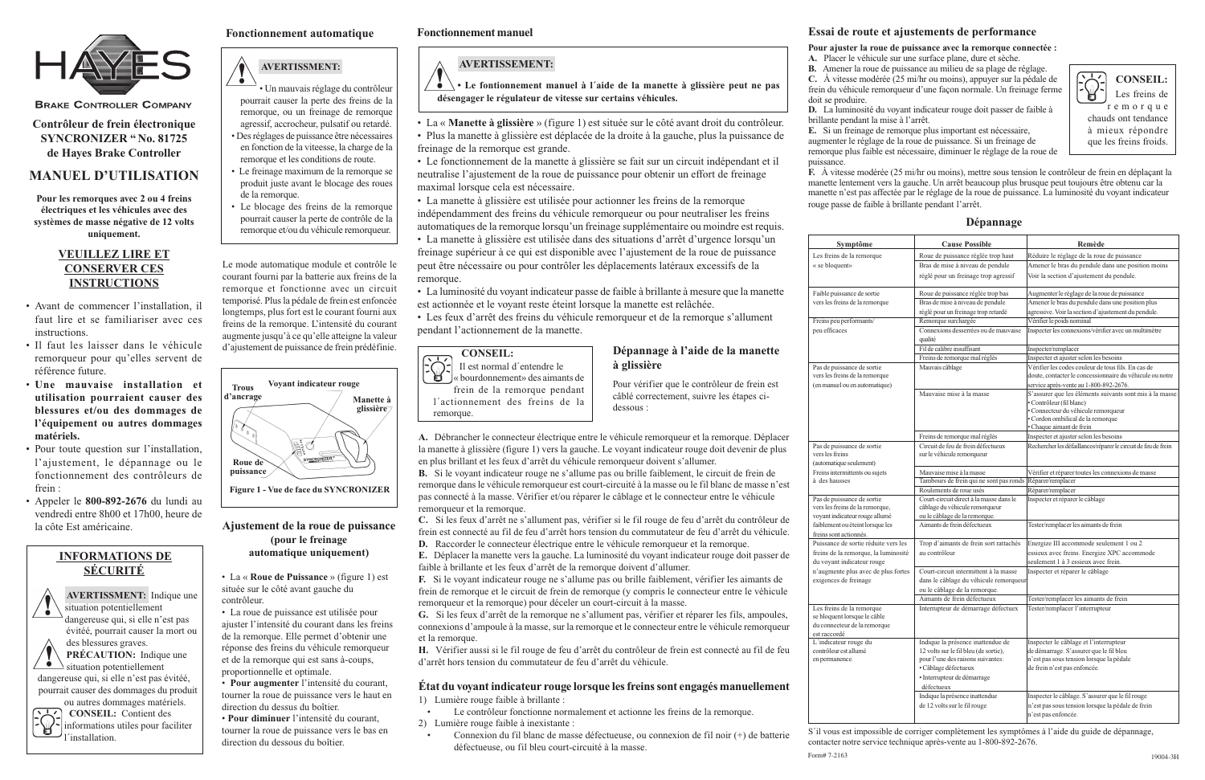HAYES

BRAKE CONTROLLER COMPANY

**Contrôleur de frein électronique SYNCRONIZER " No. 81725 de Hayes Brake Controller**

# MANUEL D'UTILISATION

**Pour les remorques avec 2 ou 4 freins électriques et les véhicules avec des systèmes de masse négative de 12 volts uniquement.**

## VEUILLEZ LIRE ET CONSERVER CES INSTRUCTIONS

- Avant de commencer l'installation, il faut lire et se familiariser avec ces instructions.
- Il faut les laisser dans le véhicule remorqueur pour qu'elles servent de référence future.
- **Une mauvaise installation et utilisation pourraient causer des blessures et/ou des dommages de l'équipement ou autres dommages matériels.**
- Pour toute question sur l'installation, l'ajustement, le dépannage ou le fonctionnement des contrôleurs de frein :
- Appeler le **800-892-2676** du lundi au vendredi entre 8h00 et 17h00, heure de la côte Est américaine.

## INFORMATIONS DE SÉCURITÉ

**AVERTISSMENT:** Indique une situation potentiellement dangereuse qui, si elle n'est pas évitée, pourrait causer la mort ou des blessures graves.

**PRÉCAUTION:** Indique une situation potentiellement dangereuse qui, si elle n'est pas évitée, pourrait causer des dommages du produit ou autres dommages matériels.

**CONSEIL:** Contient des informations utiles pour faciliter l´installation.

## Fonctionnement automatique

**AVERTISSMENT:**

- Un mauvais réglage du contrôleur pourrait causer la perte des freins de la remorque, ou un freinage de remorque agressif, accrocheur, pulsatif ou retardé.
- Des réglages de puissance être nécessaires en fonction de la viteesse, la charge de la remorque et les conditions de route.
- Le freinage maximum de la remorque se produit juste avant le blocage des roues de la remorque.
- Le blocage des freins de la remorque pourrait causer la perte de contrôle de la remorque et/ou du véhicule remorqueur.

Le mode automatique module et contrôle le courant fourni par la batterie aux freins de la remorque et fonctionne avec un circuit temporisé. Plus la pédale de frein est enfoncée longtemps, plus fort est le courant fourni aux freins de la remorque. L'intensité du courant augmente jusqu'à ce qu'elle atteigne la valeur d'ajustement de puissance de frein prédéfinie.

Trous d'ancrage — Voyant indicateur rouge — Manette à glissière — Roue de puissance

**Figure 1 - Vue de face du SYNCRONIZER**

## Ajustement de la roue de puissance (pour le freinage automatique uniquement)

- La « **Roue de Puissance** » (figure 1) est située sur le côté avant gauche du contrôleur.
- La roue de puissance est utilisée pour ajuster l'intensité du courant dans les freins de la remorque. Elle permet d'obtenir une réponse des freins du véhicule remorqueur et de la remorque qui est sans à-coups, proportionnelle et optimale.
- **Pour augmenter** l'intensité du courant, tourner la roue de puissance vers le haut en direction du dessus du boîtier.
- **Pour diminuer** l'intensité du courant, tourner la roue de puissance vers le bas en direction du dessous du boîtier.

## Fonctionnement manuel

**AVERTISSEMENT:**

- **Le fonctionnement manuel à l´aide de la manette à glissière peut ne pas désengager le régulateur de vitesse sur certains véhicules.**

- La « **Manette à glissière** » (figure 1) est située sur le côté avant droit du contrôleur.
- Plus la manette à glissière est déplacée de la droite à la gauche, plus la puissance de freinage de la remorque est grande.
- Le fonctionnement de la manette à glissière se fait sur un circuit indépendant et il neutralise l'ajustement de la roue de puissance pour obtenir un effort de freinage maximal lorsque cela est nécessaire.
- La manette à glissière est utilisée pour actionner les freins de la remorque indépendamment des freins du véhicule remorqueur ou pour neutraliser les freins automatiques de la remorque lorsqu'un freinage supplémentaire ou moindre est requis.
- La manette à glissière est utilisée dans des situations d'arrêt d'urgence lorsqu'un freinage supérieur à ce qui est disponible avec l'ajustement de la roue de puissance peut être nécessaire ou pour contrôler les déplacements latéraux excessifs de la remorque.
- La luminosité du voyant indicateur passe de faible à brillante à mesure que la manette est actionnée et le voyant reste éteint lorsque la manette est relâchée.
- Les feux d'arrêt des freins du véhicule remorqueur et de la remorque s'allument pendant l'actionnement de la manette.

**CONSEIL:** Il est normal d´entendre le « bourdonnement» des aimants de frein de la remorque pendant l´actionnement des freins de la remorque.

### Dépannage à l'aide de la manette à glissière

Pour vérifier que le contrôleur de frein est câblé correctement, suivre les étapes ci-dessous :

**A.** Débrancher le connecteur électrique entre le véhicule remorqueur et la remorque. Déplacer la manette à glissière (figure 1) vers la gauche. Le voyant indicateur rouge doit devenir de plus en plus brillant et les feux d'arrêt du véhicule remorqueur doivent s'allumer.

**B.** Si le voyant indicateur rouge ne s'allume pas ou brille faiblement, le circuit de frein de remorque dans le véhicule remorqueur est court-circuité à la masse ou le fil blanc de masse n'est pas connecté à la masse. Vérifier et/ou réparer le câblage et le connecteur entre le véhicule remorqueur et la remorque.

**C.** Si les feux d'arrêt ne s'allument pas, vérifier si le fil rouge de feu d'arrêt du contrôleur de frein est connecté au fil de feu d'arrêt hors tension du commutateur de feu d'arrêt du véhicule.

**D.** Raccorder le connecteur électrique entre le véhicule remorqueur et la remorque.

**E.** Déplacer la manette vers la gauche. La luminosité du voyant indicateur rouge doit passer de faible à brillante et les feux d'arrêt de la remorque doivent d'allumer.

**F.** Si le voyant indicateur rouge ne s'allume pas ou brille faiblement, vérifier les aimants de frein de remorque et le circuit de frein de remorque (y compris le connecteur entre le véhicule remorqueur et la remorque) pour déceler un court-circuit à la masse.

**G.** Si les feux d'arrêt de la remorque ne s'allument pas, vérifier et réparer les fils, ampoules, connexions d'ampoule à la masse, sur la remorque et le connecteur entre le véhicule remorqueur et la remorque.

**H.** Vérifier aussi si le fil rouge de feu d'arrêt du contrôleur de frein est connecté au fil de feu d'arrêt hors tension du commutateur de feu d'arrêt du véhicule.

### État du voyant indicateur rouge lorsque les freins sont engagés manuellement

1) Lumière rouge faible à brillante :
   - Le contrôleur fonctionne normalement et actionne les freins de la remorque.
2) Lumière rouge faible à inexistante :
   - Connexion du fil blanc de masse défectueuse, ou connexion de fil noir (+) de batterie défectueuse, ou fil bleu court-circuité à la masse.

## Essai de route et ajustements de performance

**Pour ajuster la roue de puissance avec la remorque connectée :**

**A.** Placer le véhicule sur une surface plane, dure et sèche.
**B.** Amener la roue de puissance au milieu de sa plage de réglage.
**C.** À vitesse modérée (25 mi/hr ou moins), appuyer sur la pédale de frein du véhicule remorqueur d'une façon normale. Un freinage ferme doit se produire.
**D.** La luminosité du voyant indicateur rouge doit passer de faible à brillante pendant la mise à l'arrêt.
**E.** Si un freinage de remorque plus important est nécessaire, augmenter le réglage de la roue de puissance. Si un freinage de remorque plus faible est nécessaire, diminuer le réglage de la roue de puissance.
**F.** À vitesse modérée (25 mi/hr ou moins), mettre sous tension le contrôleur de frein en déplaçant la manette lentement vers la gauche. Un arrêt beaucoup plus brusque peut toujours être obtenu car la manette n'est pas affectée par le réglage de la roue de puissance. La luminosité du voyant indicateur rouge passe de faible à brillante pendant l'arrêt.

**CONSEIL:** Les freins de remorque chauds ont tendance à mieux répondre que les freins froids.

## Dépannage

| Symptôme | Cause Possible | Remède |
|---|---|---|
| Les freins de la remorque « se bloquent» | Roue de puissance réglée trop haut | Réduire le réglage de la roue de puissance |
| | Bras de mise à niveau de pendule réglé pour un freinage trop agressif | Amener le bras du pendule dans une position moins Voir la section d'ajustement du pendule. |
| Faible puissance de sortie vers les freins de la remorque | Roue de puissance réglée trop bas | Augmenter le réglage de la roue de puissance |
| | Bras de mise à niveau de pendule réglé pour un freinage trop retardé | Amener le bras du pendule dans une position plus agressive. Voir la section d'ajustement du pendule. |
| Freins peu performants/ peu efficaces | Remorque surchargée | Vérifier le poids nominal |
| | Connexions desserrées ou de mauvaise qualité | Inspecter les connexions/vérifier avec un multimètre |
| | Fil de calibre insuffisant | Inspecter/remplacer |
| | Freins de remorque mal réglés | Inspecter et ajuster selon les besoins |
| Pas de puissance de sortie vers les freins de la remorque (en manuel ou en automatique) | Mauvais câblage | Vérifier les codes couleur de tous fils. En cas de doute, contacter le concessionnaire du véhicule ou notre service après-vente au 1-800-892-2676. |
| | Mauvaise mise à la masse | S'assurer que les éléments suivants sont mis à la masse: • Contrôleur (fil blanc) • Connecteur du véhicule remorqueur • Cordon ombilical de la remorque • Chaque aimant de frein |
| | Freins de remorque mal réglés | Inspecter et ajuster selon les besoins |
| Pas de puissance de sortie vers les freins (automatique seulement) | Circuit de feu de frein défectueux sur le véhicule remorqueur | Rechercher les défaillances/réparer le circuit de feu de frein |
| Freins intermittents ou sujets à des hausses | Mauvaise mise à la masse | Vérifier et réparer toutes les connexions de masse |
| | Tambours de frein qui ne sont pas ronds | Réparer/remplacer |
| | Roulements de roue usés | Réparer/remplacer |
| Pas de puissance de sortie vers les freins de la remorque, voyant indicateur rouge allumé faiblement ou éteint lorsque les freins sont actionnés. | Court-circuit direct à la masse dans le câblage du véhicule remorqueur ou le câblage de la remorque. | Inspecter et réparer le câblage |
| | Aimants de frein défectueux | Tester/remplacer les aimants de frein |
| Puissance de sortie réduite vers les freins de la remorque, la luminosité du voyant indicateur rouge n'augmente plus avec de plus fortes exigences de freinage | Trop d'aimants de frein sont rattachés au contrôleur | Energize III accommode seulement 1 ou 2 essieux avec freins. Energize XPC accommode seulement 1 à 3 essieux avec frein. |
| | Court-circuit intermittent à la masse dans le câblage du véhicule remorqueur ou le câblage de la remorque. | Inspecter et réparer le câblage |
| | Aimants de frein défectueux | Tester/remplacer les aimants de frein |
| Les freins de la remorque se bloquent lorsque le câble du connecteur de la remorque est raccordé | Interrupteur de démarrage défectueux | Tester/remplacer l'interrupteur |
| L´indicateur rouge du contrôleur est allumé en permanence. | Indique la présence inattendue de 12 volts sur le fil bleu (de sortie), pour l'une des raisons suivantes: • Câblage défectueux • Interrupteur de démarrage défectueux | Inspecter le câblage et l'interrupteur de démarrage. S'assurer que le fil bleu n'est pas sous tension lorsque la pédale de frein n'est pas enfoncée. |
| | Indique la présence inattendue de 12 volts sur le fil rouge | Inspecter le câblage. S'assurer que le fil rouge n'est pas sous tension lorsque la pédale de frein n'est pas enfoncée. |

S´il vous est impossible de corriger complètement les symptômes à l'aide du guide de dépannage, contacter notre service technique après-vente au 1-800-892-2676.

Form# 7-2163

19004-3H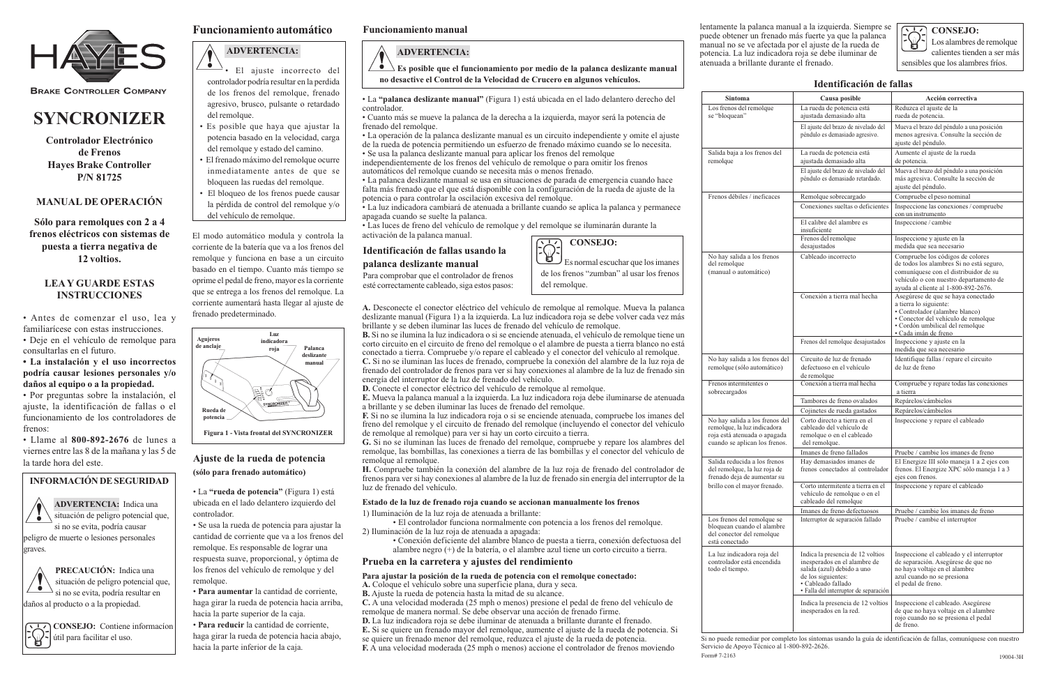HAYES

BRAKE CONTROLLER COMPANY

# SYNCRONIZER

**Controlador Electrónico de Frenos Hayes Brake Controller P/N 81725**

**MANUAL DE OPERACIÓN**

**Sólo para remolques con 2 a 4 frenos eléctricos con sistemas de puesta a tierra negativa de 12 voltios.**

**LEA Y GUARDE ESTAS INSTRUCCIONES**

- Antes de comenzar el uso, lea y familiarícese con estas instrucciones.
- Deje en el vehículo de remolque para consultarlas en el futuro.
- **La instalación y el uso incorrectos podría causar lesiones personales y/o daños al equipo o a la propiedad.**
- Por preguntas sobre la instalación, el ajuste, la identificación de fallas o el funcionamiento de los controladores de frenos:
- Llame al **800-892-2676** de lunes a viernes entre las 8 de la mañana y las 5 de la tarde hora del este.

## INFORMACIÓN DE SEGURIDAD

**ADVERTENCIA:** Indica una situación de peligro potencial que, si no se evita, podría causar peligro de muerte o lesiones personales graves.

**PRECAUCIÓN:** Indica una situación de peligro potencial que, si no se evita, podría resultar en daños al producto o a la propiedad.

**CONSEJO:** Contiene informacion útil para facilitar el uso.

## Funcionamiento automático

**ADVERTENCIA:**

- El ajuste incorrecto del controlador podría resultar en la perdida de los frenos del remolque, frenado agresivo, brusco, pulsante o retardado del remolque.
- Es posible que haya que ajustar la potencia basado en la velocidad, carga del remolque y estado del camino.
- El frenado máximo del remolque ocurre inmediatamente antes de que se bloqueen las ruedas del remolque.
- El bloqueo de los frenos puede causar la pérdida de control del remolque y/o del vehículo de remolque.

El modo automático modula y controla la corriente de la batería que va a los frenos del remolque y funciona en base a un circuito basado en el tiempo. Cuanto más tiempo se oprime el pedal de freno, mayor es la corriente que se entrega a los frenos del remolque. La corriente aumentará hasta llegar al ajuste de frenado predeterminado.

Agujeros de anclaje

Luz indicadora roja

Palanca deslizante manual

Rueda de potencia

Figura 1 - Vista frontal del SYNCRONIZER

### Ajuste de la rueda de potencia
**(sólo para frenado automático)**

- La **"rueda de potencia"** (Figura 1) está ubicada en el lado delantero izquierdo del controlador.
- Se usa la rueda de potencia para ajustar la cantidad de corriente que va a los frenos del remolque. Es responsable de lograr una respuesta suave, proporcional, y óptima de los frenos del vehículo de remolque y del remolque.
- **Para aumentar** la cantidad de corriente, haga girar la rueda de potencia hacia arriba, hacia la parte superior de la caja.
- **Para reducir** la cantidad de corriente, haga girar la rueda de potencia hacia abajo, hacia la parte inferior de la caja.

## Funcionamiento manual

**ADVERTENCIA:**

**Es posible que el funcionamiento por medio de la palanca deslizante manual no desactive el Control de la Velocidad de Crucero en algunos vehículos.**

- La **"palanca deslizante manual"** (Figura 1) está ubicada en el lado delantero derecho del controlador.
- Cuanto más se mueve la palanca de la derecha a la izquierda, mayor será la potencia de frenado del remolque.
- La operación de la palanca deslizante manual es un circuito independiente y omite el ajuste de la rueda de potencia permitiendo un esfuerzo de frenado máximo cuando se lo necesita.
- Se usa la palanca deslizante manual para aplicar los frenos del remolque independientemente de los frenos del vehículo de remolque o para omitir los frenos automáticos del remolque cuando se necesita más o menos frenado.
- La palanca deslizante manual se usa en situaciones de parada de emergencia cuando hace falta más frenado que el que está disponible con la configuración de la rueda de ajuste de la potencia o para controlar la oscilación excesiva del remolque.
- La luz indicadora cambiará de atenuada a brillante cuando se aplica la palanca y permanece apagada cuando se suelte la palanca.
- Las luces de freno del vehículo de remolque y del remolque se iluminarán durante la activación de la palanca manual.

### Identificación de fallas usando la palanca deslizante manual

Para comprobar que el controlador de frenos esté correctamente cableado, siga estos pasos:

**CONSEJO:** Es normal escuchar que los imanes de los frenos "zumban" al usar los frenos del remolque.

**A.** Desconecte el conector eléctrico del vehículo de remolque al remolque. Mueva la palanca deslizante manual (Figura 1) a la izquierda. La luz indicadora roja se debe volver cada vez más brillante y se deben iluminar las luces de frenado del vehículo de remolque.
**B.** Si no se ilumina la luz indicadora o si se enciende atenuada, el vehículo de remolque tiene un corto circuito en el circuito de freno del remolque o el alambre de puesta a tierra blanco no está conectado a tierra. Compruebe y/o repare el cableado y el conector del vehículo al remolque.
**C.** Si no se iluminan las luces de frenado, compruebe la conexión del alambre de la luz roja de frenado del controlador de frenos para ver si hay conexiones al alambre de la luz de frenado sin energía del interruptor de la luz de frenado del vehículo.
**D.** Conecte el conector eléctrico del vehículo de remolque al remolque.
**E.** Mueva la palanca manual a la izquierda. La luz indicadora roja debe iluminarse de atenuada a brillante y se deben iluminar las luces de frenado del remolque.
**F.** Si no se ilumina la luz indicadora roja o si se enciende atenuada, compruebe los imanes del freno del remolque y el circuito de frenado del remolque (incluyendo el conector del vehículo de remolque al remolque) para ver si hay un corto circuito a tierra.
**G.** Si no se iluminan las luces de frenado del remolque, compruebe y repare los alambres del remolque, las bombillas, las conexiones a tierra de las bombillas y el conector del vehículo de remolque al remolque.
**H.** Compruebe también la conexión del alambre de la luz roja de frenado del controlador de frenos para ver si hay conexiones al alambre de la luz de frenado sin energía del interruptor de la luz de frenado del vehículo.

**Estado de la luz de frenado roja cuando se accionan manualmente los frenos**

1) Iluminación de la luz roja de atenuada a brillante:
   - El controlador funciona normalmente con potencia a los frenos del remolque.
2) Iluminación de la luz roja de atenuada a apagada:
   - Conexión deficiente del alambre blanco de puesta a tierra, conexión defectuosa del alambre negro (+) de la batería, o el alambre azul tiene un corto circuito a tierra.

### Prueba en la carretera y ajustes del rendimiento

**Para ajustar la posición de la rueda de potencia con el remolque conectado:**
**A.** Coloque el vehículo sobre una superficie plana, dura y seca.
**B.** Ajuste la rueda de potencia hasta la mitad de su alcance.
**C.** A una velocidad moderada (25 mph o menos) presione el pedal de freno del vehículo de remolque de manera normal. Se debe observar una acción de frenado firme.
**D.** La luz indicadora roja se debe iluminar de atenuada a brillante durante el frenado.
**E.** Si se quiere un frenado mayor del remolque, aumente el ajuste de la rueda de potencia. Si se quiere un frenado menor del remolque, reduzca el ajuste de la rueda de potencia.
**F.** A una velocidad moderada (25 mph o menos) accione el controlador de frenos moviendo lentamente la palanca manual a la izquierda. Siempre se puede obtener un frenado más fuerte ya que la palanca manual no se ve afectada por el ajuste de la rueda de potencia. La luz indicadora roja se debe iluminar de atenuada a brillante durante el frenado.

**CONSEJO:** Los alambres de remolque calientes tienden a ser más sensibles que los alambres fríos.

### Identificación de fallas

| Síntoma | Causa posible | Acción correctiva |
|---|---|---|
| Los frenos del remolque se "bloquean" | La rueda de potencia está ajustada demasiado alta | Reduzca el ajuste de la rueda de potencia. |
| | El ajuste del brazo de nivelado del péndulo es demasiado agresivo. | Mueva el brazo del péndulo a una posición menos agresiva. Consulte la sección de ajuste del péndulo. |
| Salida baja a los frenos del remolque | La rueda de potencia está ajustada demasiado alta | Aumente el ajuste de la rueda de potencia. |
| | El ajuste del brazo de nivelado del péndulo es demasiado retardado. | Mueva el brazo del péndulo a una posición más agresiva. Consulte la sección de ajuste del péndulo. |
| Frenos débiles / ineficaces | Remolque sobrecargado | Compruebe el peso nominal |
| | Conexiones sueltas o deficientes | Inspeccione las conexiones / compruebe con un instrumento |
| | El calibre del alambre es insuficiente | Inspeccione / cambie |
| | Frenos del remolque desajustados | Inspeccione y ajuste en la medida que sea necesario |
| No hay salida a los frenos del remolque (manual o automático) | Cableado incorrecto | Compruebe los códigos de colores de todos los alambres Si no está seguro, comuníquese con el distribuidor de su vehículo o con nuestro departamento de ayuda al cliente al 1-800-892-2676. |
| | Conexión a tierra mal hecha | Asegúrese de que se haya conectado a tierra lo siguiente:<br>• Controlador (alambre blanco)<br>• Conector del vehículo de remolque<br>• Cordón umbilical del remolque<br>• Cada imán de freno |
| | Frenos del remolque desajustados | Inspeccione y ajuste en la medida que sea necesario |
| No hay salida a los frenos del remolque (sólo automático) | Circuito de luz de freno defectuoso en el vehículo de remolque | Identifique fallas / repare el circuito de luz de freno |
| Frenos intermitentes o sobrecargados | Conexión a tierra mal hecha | Compruebe y repare todas las conexiones a tierra |
| | Tambores de freno ovalados | Repárelos/cámbielos |
| | Cojinetes de rueda gastados | Repárelos/cámbielos |
| No hay salida a los frenos del remolque, la luz indicadora roja está atenuada o apagada cuando se aplican los frenos. | Corto directo a tierra en el cableado del vehículo de remolque o en el cableado del remolque. | Inspeccione y repare el cableado |
| | Imanes de freno fallados | Pruebe / cambie los imanes de freno |
| Salida reducida a los frenos del remolque, la luz roja de frenado deja de aumentar su brillo con el mayor frenado. | Hay demasiados imanes de frenos conectados al controlador | El Energize III sólo maneja 1 a 2 ejes con frenos. El Energize XPC sólo maneja 1 a 3 ejes con frenos. |
| | Corto intermitente a tierra en el vehículo de remolque o en el cableado del remolque | Inspeccione y repare el cableado |
| | Imanes de freno defectuosos | Pruebe / cambie los imanes de freno |
| Los frenos del remolque se bloquean cuando el alambre del conector del remolque está conectado | Interruptor de separación fallado | Pruebe / cambie el interruptor |
| La luz indicadora roja del controlador está encendida todo el tiempo. | Indica la presencia de 12 voltios inesperados en el alambre de salida (azul) debido a uno de los siguientes:<br>• Cableado fallado<br>• Falla del interruptor de separación | Inspeccione el cableado y el interruptor de separación. Asegúrese de que no hay voltaje en el alambre azul cuando no se presiona el pedal de freno. |
| | Indica la presencia de 12 voltios inesperados en la red. | Inspeccione el cableado. Asegúrese de que no haya voltaje en el alambre rojo cuando no se presiona el pedal de freno. |

Si no puede remediar por completo los síntomas usando la guía de identificación de fallas, comuníquese con nuestro Servicio de Apoyo Técnico al 1-800-892-2626.

Form# 7-2163

19004-3H